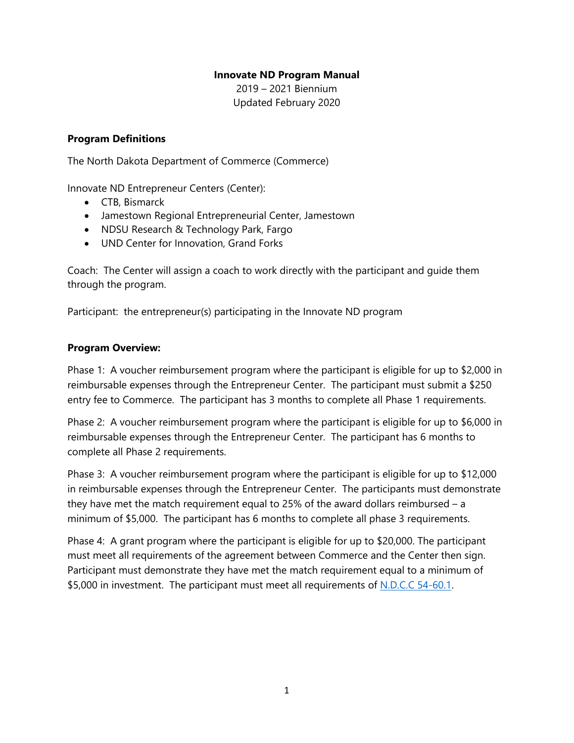**Innovate ND Program Manual**

2019 – 2021 Biennium

Updated February 2020

**Program Definitions**

The North Dakota Department of Commerce (Commerce)

Innovate ND Entrepreneur Centers (Center):

- CTB, Bismarck
- Jamestown Regional Entrepreneurial Center, Jamestown
- NDSU Research & Technology Park, Fargo
- UND Center for Innovation, Grand Forks

Coach: The Center will assign a coach to work directly with the participant and guide them through the program.

Participant: the entrepreneur(s) participating in the Innovate ND program

**Program Overview:**

Phase 1: A voucher reimbursement program where the participant is eligible for up to $2,000 in reimbursable expenses through the Entrepreneur Center. The participant must submit a $250 entry fee to Commerce. The participant has 3 months to complete all Phase 1 requirements.

Phase 2: A voucher reimbursement program where the participant is eligible for up to $6,000 in reimbursable expenses through the Entrepreneur Center. The participant has 6 months to complete all Phase 2 requirements.

Phase 3: A voucher reimbursement program where the participant is eligible for up to $12,000 in reimbursable expenses through the Entrepreneur Center. The participants must demonstrate they have met the match requirement equal to 25% of the award dollars reimbursed – a minimum of $5,000. The participant has 6 months to complete all phase 3 requirements.

Phase 4: A grant program where the participant is eligible for up to $20,000. The participant must meet all requirements of the agreement between Commerce and the Center then sign. Participant must demonstrate they have met the match requirement equal to a minimum of $5,000 in investment. The participant must meet all requirements of N.D.C.C 54-60.1.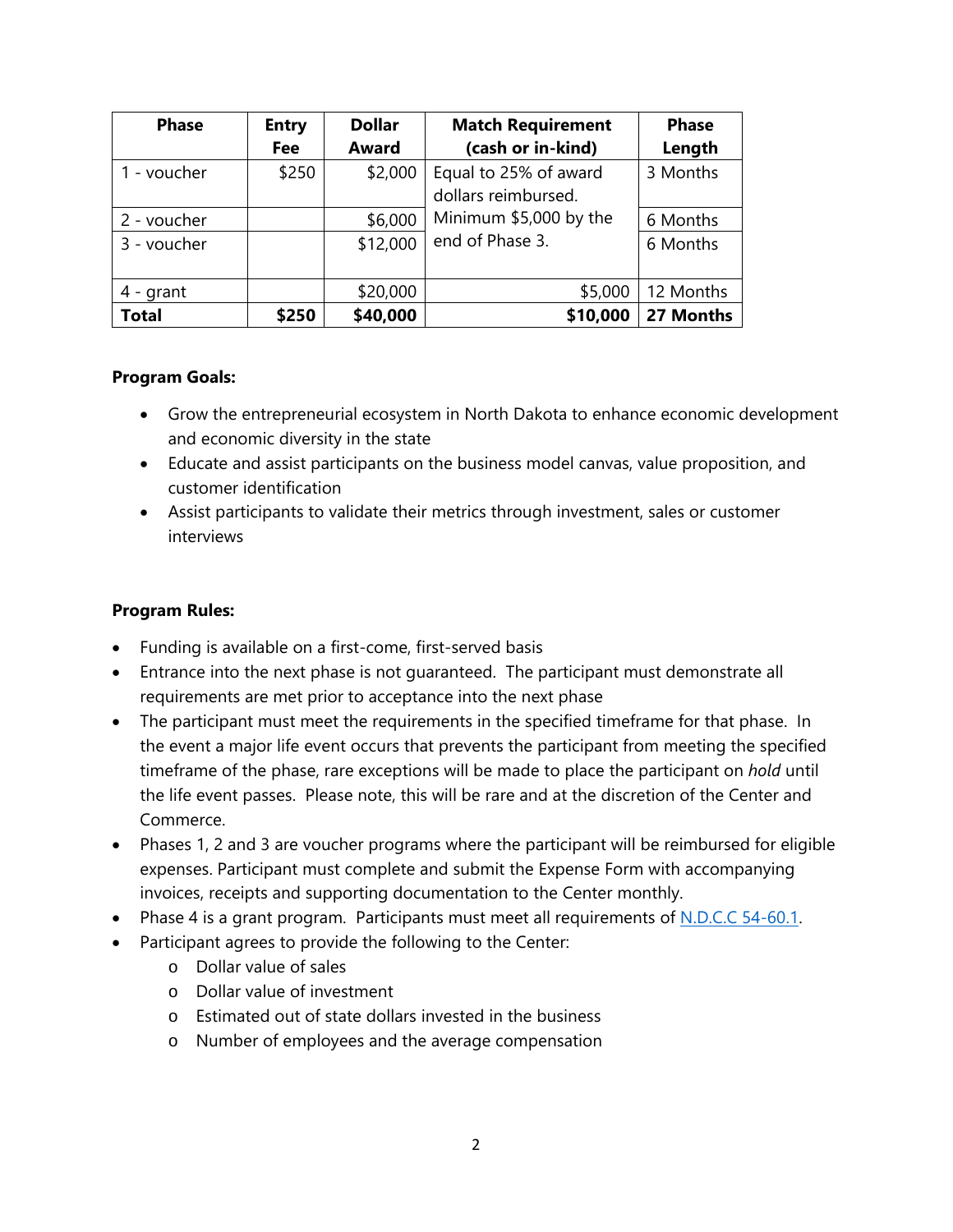| Phase | Entry Fee | Dollar Award | Match Requirement (cash or in-kind) | Phase Length |
|---|---|---|---|---|
| 1 - voucher | $250 | $2,000 | Equal to 25% of award dollars reimbursed. Minimum $5,000 by the end of Phase 3. | 3 Months |
| 2 - voucher | | $6,000 | | 6 Months |
| 3 - voucher | | $12,000 | | 6 Months |
| 4 - grant | | $20,000 | $5,000 | 12 Months |
| **Total** | **$250** | **$40,000** | **$10,000** | **27 Months** |

**Program Goals:**

- Grow the entrepreneurial ecosystem in North Dakota to enhance economic development and economic diversity in the state
- Educate and assist participants on the business model canvas, value proposition, and customer identification
- Assist participants to validate their metrics through investment, sales or customer interviews

**Program Rules:**

- Funding is available on a first-come, first-served basis
- Entrance into the next phase is not guaranteed. The participant must demonstrate all requirements are met prior to acceptance into the next phase
- The participant must meet the requirements in the specified timeframe for that phase. In the event a major life event occurs that prevents the participant from meeting the specified timeframe of the phase, rare exceptions will be made to place the participant on *hold* until the life event passes. Please note, this will be rare and at the discretion of the Center and Commerce.
- Phases 1, 2 and 3 are voucher programs where the participant will be reimbursed for eligible expenses. Participant must complete and submit the Expense Form with accompanying invoices, receipts and supporting documentation to the Center monthly.
- Phase 4 is a grant program. Participants must meet all requirements of N.D.C.C 54-60.1.
- Participant agrees to provide the following to the Center:
  - Dollar value of sales
  - Dollar value of investment
  - Estimated out of state dollars invested in the business
  - Number of employees and the average compensation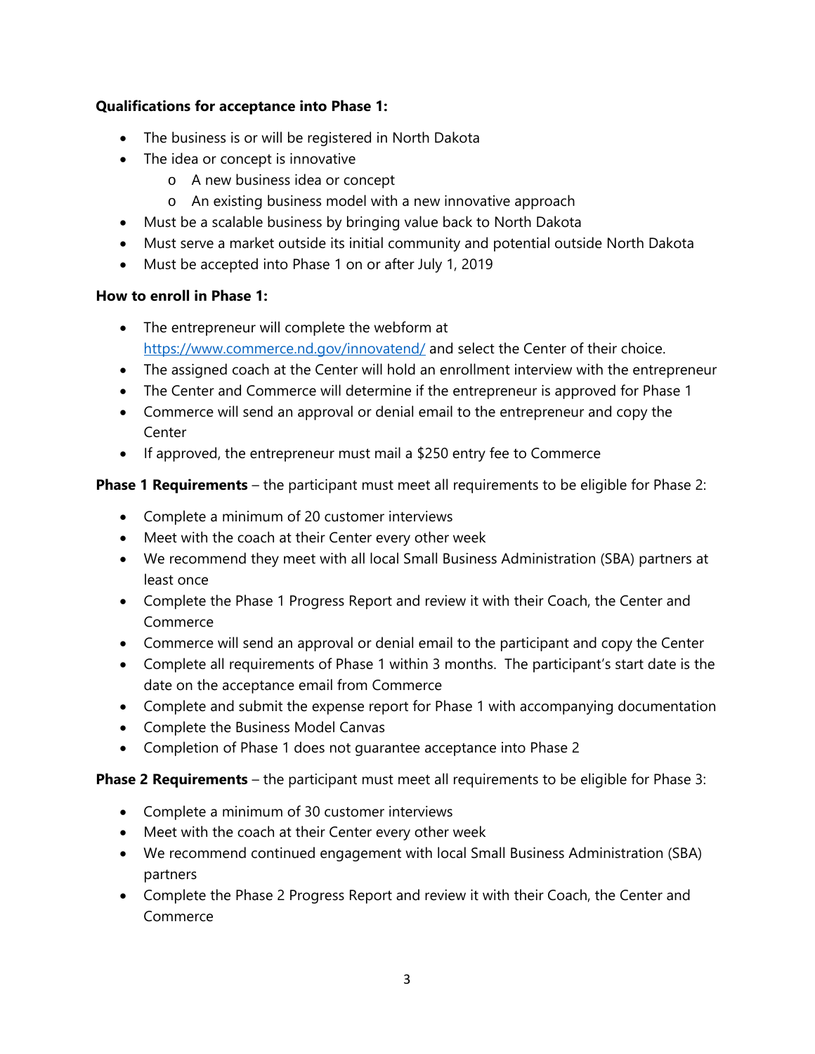**Qualifications for acceptance into Phase 1:**

- The business is or will be registered in North Dakota
- The idea or concept is innovative
  - A new business idea or concept
  - An existing business model with a new innovative approach
- Must be a scalable business by bringing value back to North Dakota
- Must serve a market outside its initial community and potential outside North Dakota
- Must be accepted into Phase 1 on or after July 1, 2019

**How to enroll in Phase 1:**

- The entrepreneur will complete the webform at [https://www.commerce.nd.gov/innovatend/](https://www.commerce.nd.gov/innovatend/) and select the Center of their choice.
- The assigned coach at the Center will hold an enrollment interview with the entrepreneur
- The Center and Commerce will determine if the entrepreneur is approved for Phase 1
- Commerce will send an approval or denial email to the entrepreneur and copy the Center
- If approved, the entrepreneur must mail a $250 entry fee to Commerce

**Phase 1 Requirements** – the participant must meet all requirements to be eligible for Phase 2:

- Complete a minimum of 20 customer interviews
- Meet with the coach at their Center every other week
- We recommend they meet with all local Small Business Administration (SBA) partners at least once
- Complete the Phase 1 Progress Report and review it with their Coach, the Center and Commerce
- Commerce will send an approval or denial email to the participant and copy the Center
- Complete all requirements of Phase 1 within 3 months. The participant's start date is the date on the acceptance email from Commerce
- Complete and submit the expense report for Phase 1 with accompanying documentation
- Complete the Business Model Canvas
- Completion of Phase 1 does not guarantee acceptance into Phase 2

**Phase 2 Requirements** – the participant must meet all requirements to be eligible for Phase 3:

- Complete a minimum of 30 customer interviews
- Meet with the coach at their Center every other week
- We recommend continued engagement with local Small Business Administration (SBA) partners
- Complete the Phase 2 Progress Report and review it with their Coach, the Center and Commerce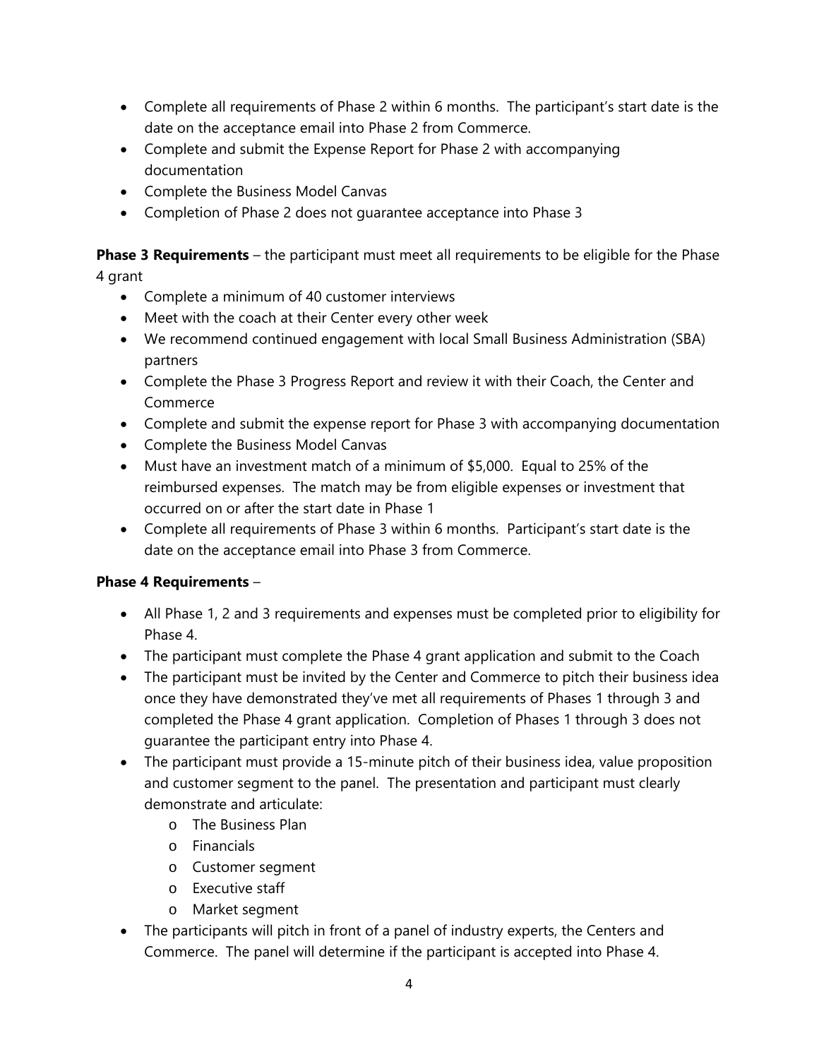- Complete all requirements of Phase 2 within 6 months. The participant's start date is the date on the acceptance email into Phase 2 from Commerce.
- Complete and submit the Expense Report for Phase 2 with accompanying documentation
- Complete the Business Model Canvas
- Completion of Phase 2 does not guarantee acceptance into Phase 3

**Phase 3 Requirements** – the participant must meet all requirements to be eligible for the Phase 4 grant

- Complete a minimum of 40 customer interviews
- Meet with the coach at their Center every other week
- We recommend continued engagement with local Small Business Administration (SBA) partners
- Complete the Phase 3 Progress Report and review it with their Coach, the Center and Commerce
- Complete and submit the expense report for Phase 3 with accompanying documentation
- Complete the Business Model Canvas
- Must have an investment match of a minimum of $5,000. Equal to 25% of the reimbursed expenses. The match may be from eligible expenses or investment that occurred on or after the start date in Phase 1
- Complete all requirements of Phase 3 within 6 months. Participant's start date is the date on the acceptance email into Phase 3 from Commerce.

**Phase 4 Requirements** –

- All Phase 1, 2 and 3 requirements and expenses must be completed prior to eligibility for Phase 4.
- The participant must complete the Phase 4 grant application and submit to the Coach
- The participant must be invited by the Center and Commerce to pitch their business idea once they have demonstrated they've met all requirements of Phases 1 through 3 and completed the Phase 4 grant application. Completion of Phases 1 through 3 does not guarantee the participant entry into Phase 4.
- The participant must provide a 15-minute pitch of their business idea, value proposition and customer segment to the panel. The presentation and participant must clearly demonstrate and articulate:
    - The Business Plan
    - Financials
    - Customer segment
    - Executive staff
    - Market segment
- The participants will pitch in front of a panel of industry experts, the Centers and Commerce. The panel will determine if the participant is accepted into Phase 4.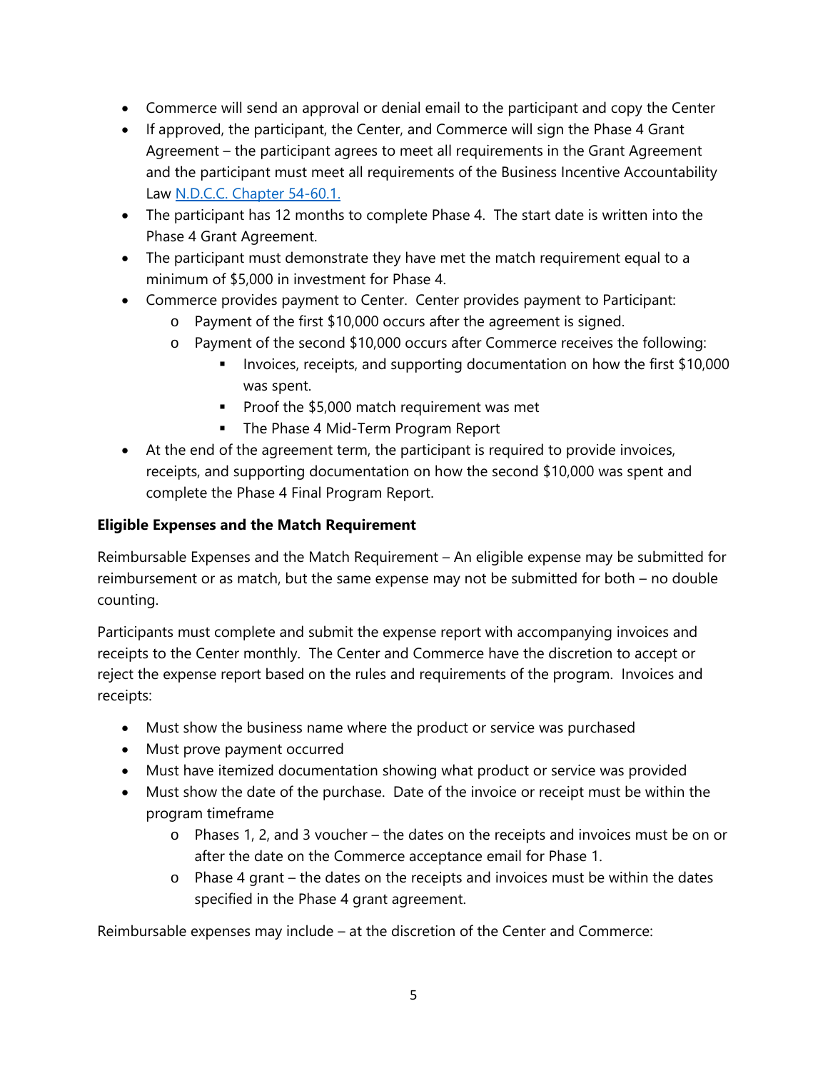- Commerce will send an approval or denial email to the participant and copy the Center
- If approved, the participant, the Center, and Commerce will sign the Phase 4 Grant Agreement – the participant agrees to meet all requirements in the Grant Agreement and the participant must meet all requirements of the Business Incentive Accountability Law [N.D.C.C. Chapter 54-60.1.](#)
- The participant has 12 months to complete Phase 4. The start date is written into the Phase 4 Grant Agreement.
- The participant must demonstrate they have met the match requirement equal to a minimum of $5,000 in investment for Phase 4.
- Commerce provides payment to Center. Center provides payment to Participant:
    - Payment of the first $10,000 occurs after the agreement is signed.
    - Payment of the second $10,000 occurs after Commerce receives the following:
        - Invoices, receipts, and supporting documentation on how the first $10,000 was spent.
        - Proof the $5,000 match requirement was met
        - The Phase 4 Mid-Term Program Report
- At the end of the agreement term, the participant is required to provide invoices, receipts, and supporting documentation on how the second $10,000 was spent and complete the Phase 4 Final Program Report.

**Eligible Expenses and the Match Requirement**

Reimbursable Expenses and the Match Requirement – An eligible expense may be submitted for reimbursement or as match, but the same expense may not be submitted for both – no double counting.

Participants must complete and submit the expense report with accompanying invoices and receipts to the Center monthly. The Center and Commerce have the discretion to accept or reject the expense report based on the rules and requirements of the program. Invoices and receipts:

- Must show the business name where the product or service was purchased
- Must prove payment occurred
- Must have itemized documentation showing what product or service was provided
- Must show the date of the purchase. Date of the invoice or receipt must be within the program timeframe
    - Phases 1, 2, and 3 voucher – the dates on the receipts and invoices must be on or after the date on the Commerce acceptance email for Phase 1.
    - Phase 4 grant – the dates on the receipts and invoices must be within the dates specified in the Phase 4 grant agreement.

Reimbursable expenses may include – at the discretion of the Center and Commerce: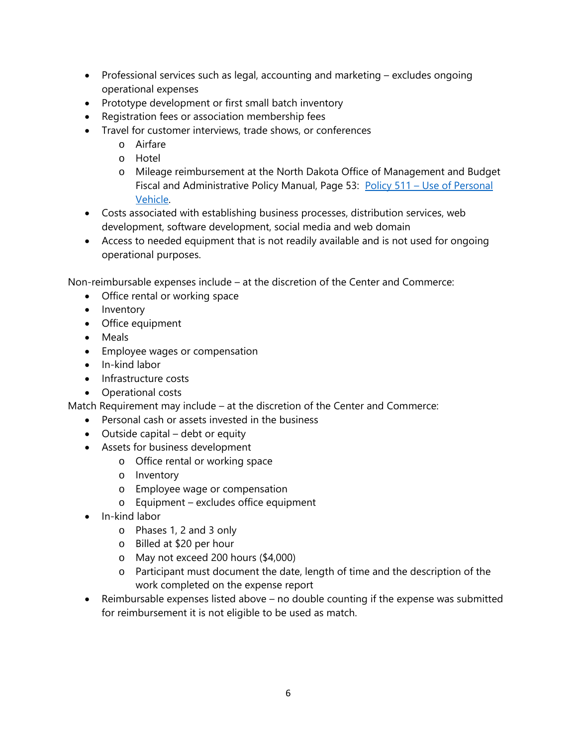- Professional services such as legal, accounting and marketing – excludes ongoing operational expenses
- Prototype development or first small batch inventory
- Registration fees or association membership fees
- Travel for customer interviews, trade shows, or conferences
  - Airfare
  - Hotel
  - Mileage reimbursement at the North Dakota Office of Management and Budget Fiscal and Administrative Policy Manual, Page 53: Policy 511 – Use of Personal Vehicle.
- Costs associated with establishing business processes, distribution services, web development, software development, social media and web domain
- Access to needed equipment that is not readily available and is not used for ongoing operational purposes.

Non-reimbursable expenses include – at the discretion of the Center and Commerce:

- Office rental or working space
- Inventory
- Office equipment
- Meals
- Employee wages or compensation
- In-kind labor
- Infrastructure costs
- Operational costs

Match Requirement may include – at the discretion of the Center and Commerce:

- Personal cash or assets invested in the business
- Outside capital – debt or equity
- Assets for business development
  - Office rental or working space
  - Inventory
  - Employee wage or compensation
  - Equipment – excludes office equipment
- In-kind labor
  - Phases 1, 2 and 3 only
  - Billed at $20 per hour
  - May not exceed 200 hours ($4,000)
  - Participant must document the date, length of time and the description of the work completed on the expense report
- Reimbursable expenses listed above – no double counting if the expense was submitted for reimbursement it is not eligible to be used as match.